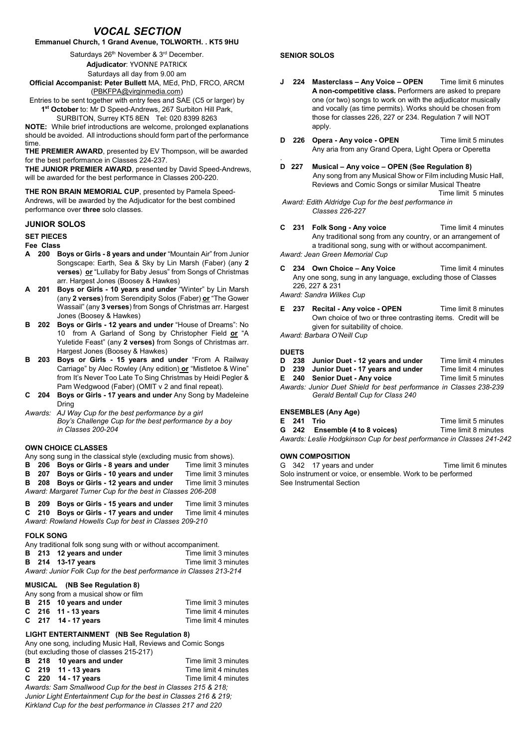# VOCAL SECTION

**Emmanuel Church, 1 Grand Avenue, TOLWORTH. . KT5 9HU**

Saturdays 26th November & 3rd December.

**Adjudicator**: YVONNE PATRICK

Saturdays all day from 9.00 am

**Official Accompanist: Peter Bullett** MA, MEd, PhD, FRCO, ARCM (PBKFPA@virginmedia.com)

Entries to be sent together with entry fees and SAE (C5 or larger) by **1st October** to: Mr D Speed-Andrews, 267 Surbiton Hill Park, SURBITON, Surrey KT5 8EN Tel: 020 8399 8263

**NOTE:** While brief introductions are welcome, prolonged explanations should be avoided. All introductions should form part of the performance time.

**THE PREMIER AWARD**, presented by EV Thompson, will be awarded for the best performance in Classes 224-237.

**THE JUNIOR PREMIER AWARD**, presented by David Speed-Andrews, will be awarded for the best performance in Classes 200-220.

**THE RON BRAIN MEMORIAL CUP**, presented by Pamela Speed-Andrews, will be awarded by the Adjudicator for the best combined performance over **three** solo classes.

## JUNIOR SOLOS

### SET PIECES

**Fee Class**

- **A 200 Boys or Girls - 8 years and under** "Mountain Air" from Junior Songscape: Earth, Sea & Sky by Lin Marsh (Faber) (any **2 verses**) **or** "Lullaby for Baby Jesus" from Songs of Christmas arr. Hargest Jones (Boosey & Hawkes)
- **A 201 Boys or Girls - 10 years and under** "Winter" by Lin Marsh (any **2 verses**) from Serendipity Solos (Faber) **or** "The Gower Wassail" (any **3 verses**) from Songs of Christmas arr. Hargest Jones (Boosey & Hawkes)
- **B 202 Boys or Girls - 12 years and under** "House of Dreams": No 10 from A Garland of Song by Christopher Field **or** "A Yuletide Feast" (any **2 verses**) from Songs of Christmas arr. Hargest Jones (Boosey & Hawkes)
- **B 203 Boys or Girls - 15 years and under** "From A Railway Carriage" by Alec Rowley (Any edition) **or** "Mistletoe & Wine" from It's Never Too Late To Sing Christmas by Heidi Pegler & Pam Wedgwood (Faber) (OMIT v 2 and final repeat).
- **C 204 Boys or Girls - 17 years and under** Any Song by Madeleine Dring

*Awards: AJ Way Cup for the best performance by a girl*
*Boy's Challenge Cup for the best performance by a boy in Classes 200-204*

### OWN CHOICE CLASSES

Any song sung in the classical style (excluding music from shows).

- **B 206 Boys or Girls - 8 years and under** — Time limit 3 minutes
- **B 207 Boys or Girls - 10 years and under** — Time limit 3 minutes
- **B 208 Boys or Girls - 12 years and under** — Time limit 3 minutes

*Award: Margaret Turner Cup for the best in Classes 206-208*

- **B 209 Boys or Girls - 15 years and under** — Time limit 3 minutes
- **C 210 Boys or Girls - 17 years and under** — Time limit 4 minutes

*Award: Rowland Howells Cup for best in Classes 209-210*

### FOLK SONG

Any traditional folk song sung with or without accompaniment.

- **B 213 12 years and under** — Time limit 3 minutes
- **B 214 13-17 years** — Time limit 3 minutes

*Award: Junior Folk Cup for the best performance in Classes 213-214*

### MUSICAL (NB See Regulation 8)

Any song from a musical show or film

- **B 215 10 years and under** — Time limit 3 minutes
- **C 216 11 - 13 years** — Time limit 4 minutes
- **C 217 14 - 17 years** — Time limit 4 minutes

### LIGHT ENTERTAINMENT (NB See Regulation 8)

Any one song, including Music Hall, Reviews and Comic Songs (but excluding those of classes 215-217)

- **B 218 10 years and under** — Time limit 3 minutes
- **C 219 11 - 13 years** — Time limit 4 minutes
- **C 220 14 - 17 years** — Time limit 4 minutes

*Awards: Sam Smallwood Cup for the best in Classes 215 & 218;*
*Junior Light Entertainment Cup for the best in Classes 216 & 219;*
*Kirkland Cup for the best performance in Classes 217 and 220*

## SENIOR SOLOS

- **J 224 Masterclass – Any Voice – OPEN** — Time limit 6 minutes
  **A non-competitive class.** Performers are asked to prepare one (or two) songs to work on with the adjudicator musically and vocally (as time permits). Works should be chosen from those for classes 226, 227 or 234. Regulation 7 will NOT apply.
- **D 226 Opera - Any voice - OPEN** — Time limit 5 minutes
  Any aria from any Grand Opera, Light Opera or Operetta
- **D 227 Musical – Any voice – OPEN (See Regulation 8)**
  Any song from any Musical Show or Film including Music Hall, Reviews and Comic Songs or similar Musical Theatre — Time limit 5 minutes

*Award: Edith Aldridge Cup for the best performance in Classes 226-227*

- **C 231 Folk Song - Any voice** — Time limit 4 minutes
  Any traditional song from any country, or an arrangement of a traditional song, sung with or without accompaniment.

*Award: Jean Green Memorial Cup*

- **C 234 Own Choice – Any Voice** — Time limit 4 minutes
  Any one song, sung in any language, excluding those of Classes 226, 227 & 231

*Award: Sandra Wilkes Cup*

- **E 237 Recital - Any voice - OPEN** — Time limit 8 minutes
  Own choice of two or three contrasting items. Credit will be given for suitability of choice.

*Award: Barbara O'Neill Cup*

### DUETS

- **D 238 Junior Duet - 12 years and under** — Time limit 4 minutes
- **D 239 Junior Duet - 17 years and under** — Time limit 4 minutes
- **E 240 Senior Duet - Any voice** — Time limit 5 minutes

*Awards: Junior Duet Shield for best performance in Classes 238-239*
*Gerald Bentall Cup for Class 240*

### ENSEMBLES (Any Age)

- **E 241 Trio** — Time limit 5 minutes
- **G 242 Ensemble (4 to 8 voices)** — Time limit 8 minutes

*Awards: Leslie Hodgkinson Cup for best performance in Classes 241-242*

### OWN COMPOSITION

G 342 17 years and under — Time limit 6 minutes
Solo instrument or voice, or ensemble. Work to be performed
See Instrumental Section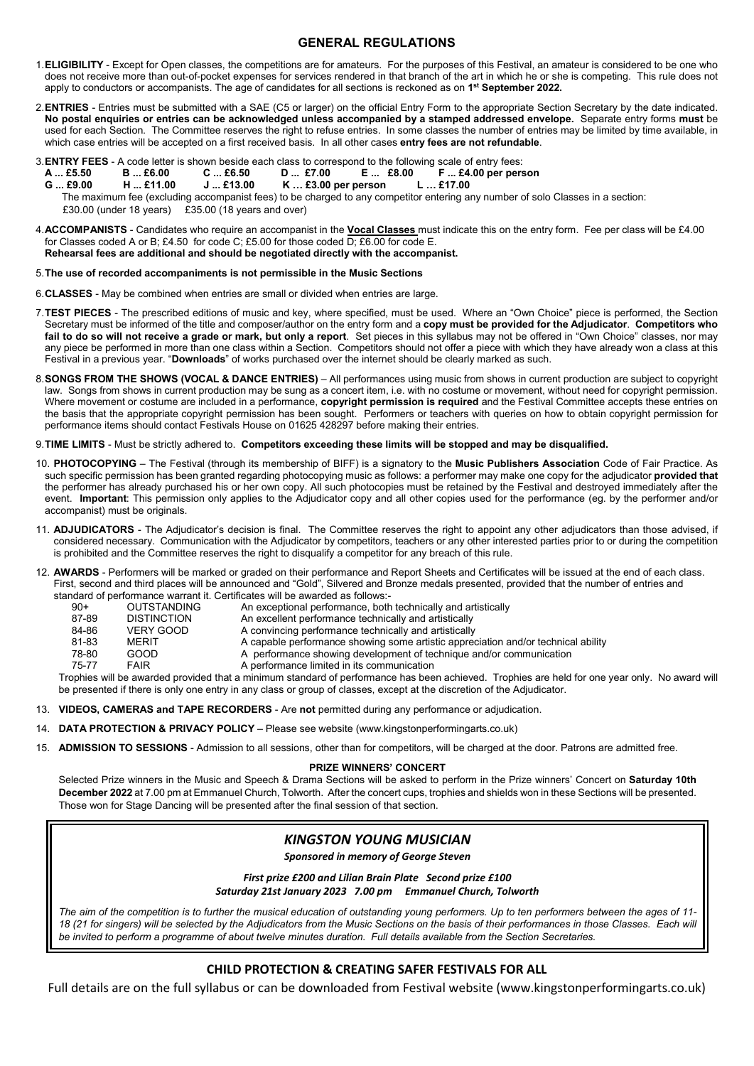## GENERAL REGULATIONS

1. **ELIGIBILITY** - Except for Open classes, the competitions are for amateurs. For the purposes of this Festival, an amateur is considered to be one who does not receive more than out-of-pocket expenses for services rendered in that branch of the art in which he or she is competing. This rule does not apply to conductors or accompanists. The age of candidates for all sections is reckoned as on **1st September 2022.**

2. **ENTRIES** - Entries must be submitted with a SAE (C5 or larger) on the official Entry Form to the appropriate Section Secretary by the date indicated. **No postal enquiries or entries can be acknowledged unless accompanied by a stamped addressed envelope.** Separate entry forms **must** be used for each Section. The Committee reserves the right to refuse entries. In some classes the number of entries may be limited by time available, in which case entries will be accepted on a first received basis. In all other cases **entry fees are not refundable**.

3. **ENTRY FEES** - A code letter is shown beside each class to correspond to the following scale of entry fees:

   **A ... £5.50 B ... £6.00 C ... £6.50 D ... £7.00 E ... £8.00 F ... £4.00 per person**
   **G ... £9.00 H ... £11.00 J ... £13.00 K … £3.00 per person L … £17.00**

   The maximum fee (excluding accompanist fees) to be charged to any competitor entering any number of solo Classes in a section:
   £30.00 (under 18 years) £35.00 (18 years and over)

4. **ACCOMPANISTS** - Candidates who require an accompanist in the **Vocal Classes** must indicate this on the entry form. Fee per class will be £4.00 for Classes coded A or B; £4.50 for code C; £5.00 for those coded D; £6.00 for code E.
   **Rehearsal fees are additional and should be negotiated directly with the accompanist.**

5. **The use of recorded accompaniments is not permissible in the Music Sections**

6. **CLASSES** - May be combined when entries are small or divided when entries are large.

7. **TEST PIECES** - The prescribed editions of music and key, where specified, must be used. Where an "Own Choice" piece is performed, the Section Secretary must be informed of the title and composer/author on the entry form and a **copy must be provided for the Adjudicator**. **Competitors who fail to do so will not receive a grade or mark, but only a report**. Set pieces in this syllabus may not be offered in "Own Choice" classes, nor may any piece be performed in more than one class within a Section. Competitors should not offer a piece with which they have already won a class at this Festival in a previous year. "**Downloads**" of works purchased over the internet should be clearly marked as such.

8. **SONGS FROM THE SHOWS (VOCAL & DANCE ENTRIES)** – All performances using music from shows in current production are subject to copyright law. Songs from shows in current production may be sung as a concert item, i.e. with no costume or movement, without need for copyright permission. Where movement or costume are included in a performance, **copyright permission is required** and the Festival Committee accepts these entries on the basis that the appropriate copyright permission has been sought. Performers or teachers with queries on how to obtain copyright permission for performance items should contact Festivals House on 01625 428297 before making their entries.

9. **TIME LIMITS** - Must be strictly adhered to. **Competitors exceeding these limits will be stopped and may be disqualified.**

10. **PHOTOCOPYING** – The Festival (through its membership of BIFF) is a signatory to the **Music Publishers Association** Code of Fair Practice. As such specific permission has been granted regarding photocopying music as follows: a performer may make one copy for the adjudicator **provided that** the performer has already purchased his or her own copy. All such photocopies must be retained by the Festival and destroyed immediately after the event. **Important**: This permission only applies to the Adjudicator copy and all other copies used for the performance (eg. by the performer and/or accompanist) must be originals.

11. **ADJUDICATORS** - The Adjudicator's decision is final. The Committee reserves the right to appoint any other adjudicators than those advised, if considered necessary. Communication with the Adjudicator by competitors, teachers or any other interested parties prior to or during the competition is prohibited and the Committee reserves the right to disqualify a competitor for any breach of this rule.

12. **AWARDS** - Performers will be marked or graded on their performance and Report Sheets and Certificates will be issued at the end of each class. First, second and third places will be announced and "Gold", Silvered and Bronze medals presented, provided that the number of entries and standard of performance warrant it. Certificates will be awarded as follows:-

| | | |
|---|---|---|
| 90+ | OUTSTANDING | An exceptional performance, both technically and artistically |
| 87-89 | DISTINCTION | An excellent performance technically and artistically |
| 84-86 | VERY GOOD | A convincing performance technically and artistically |
| 81-83 | MERIT | A capable performance showing some artistic appreciation and/or technical ability |
| 78-80 | GOOD | A performance showing development of technique and/or communication |
| 75-77 | FAIR | A performance limited in its communication |

   Trophies will be awarded provided that a minimum standard of performance has been achieved. Trophies are held for one year only. No award will be presented if there is only one entry in any class or group of classes, except at the discretion of the Adjudicator.

13. **VIDEOS, CAMERAS and TAPE RECORDERS** - Are **not** permitted during any performance or adjudication.

14. **DATA PROTECTION & PRIVACY POLICY** – Please see website (www.kingstonperformingarts.co.uk)

15. **ADMISSION TO SESSIONS** - Admission to all sessions, other than for competitors, will be charged at the door. Patrons are admitted free.

### PRIZE WINNERS' CONCERT

Selected Prize winners in the Music and Speech & Drama Sections will be asked to perform in the Prize winners' Concert on **Saturday 10th December 2022** at 7.00 pm at Emmanuel Church, Tolworth. After the concert cups, trophies and shields won in these Sections will be presented. Those won for Stage Dancing will be presented after the final session of that section.

## *KINGSTON YOUNG MUSICIAN*

***Sponsored in memory of George Steven***

***First prize £200 and Lilian Brain Plate Second prize £100***
***Saturday 21st January 2023 7.00 pm Emmanuel Church, Tolworth***

*The aim of the competition is to further the musical education of outstanding young performers. Up to ten performers between the ages of 11-18 (21 for singers) will be selected by the Adjudicators from the Music Sections on the basis of their performances in those Classes. Each will be invited to perform a programme of about twelve minutes duration. Full details available from the Section Secretaries.*

## CHILD PROTECTION & CREATING SAFER FESTIVALS FOR ALL

Full details are on the full syllabus or can be downloaded from Festival website (www.kingstonperformingarts.co.uk)